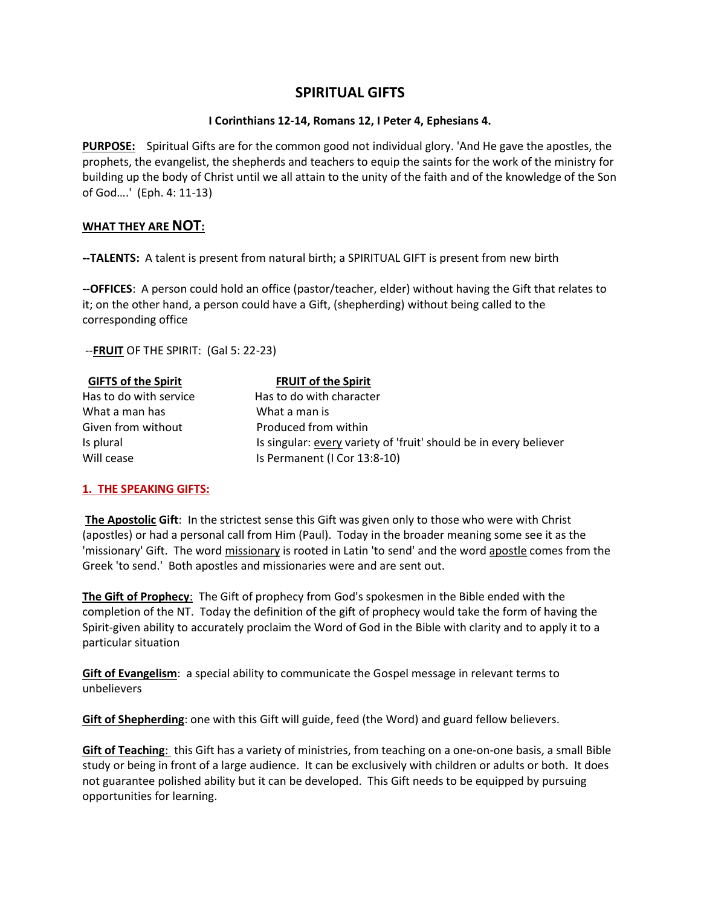# SPIRITUAL GIFTS

**I Corinthians 12-14, Romans 12, I Peter 4, Ephesians 4.**

**PURPOSE:** Spiritual Gifts are for the common good not individual glory. 'And He gave the apostles, the prophets, the evangelist, the shepherds and teachers to equip the saints for the work of the ministry for building up the body of Christ until we all attain to the unity of the faith and of the knowledge of the Son of God….' (Eph. 4: 11-13)

## WHAT THEY ARE NOT:

**--TALENTS:** A talent is present from natural birth; a SPIRITUAL GIFT is present from new birth

**--OFFICES**: A person could hold an office (pastor/teacher, elder) without having the Gift that relates to it; on the other hand, a person could have a Gift, (shepherding) without being called to the corresponding office

--**FRUIT** OF THE SPIRIT: (Gal 5: 22-23)

| GIFTS of the Spirit | FRUIT of the Spirit |
|---|---|
| Has to do with service | Has to do with character |
| What a man has | What a man is |
| Given from without | Produced from within |
| Is plural | Is singular: every variety of 'fruit' should be in every believer |
| Will cease | Is Permanent (I Cor 13:8-10) |

## 1. THE SPEAKING GIFTS:

**The Apostolic Gift**: In the strictest sense this Gift was given only to those who were with Christ (apostles) or had a personal call from Him (Paul). Today in the broader meaning some see it as the 'missionary' Gift. The word missionary is rooted in Latin 'to send' and the word apostle comes from the Greek 'to send.' Both apostles and missionaries were and are sent out.

**The Gift of Prophecy**: The Gift of prophecy from God's spokesmen in the Bible ended with the completion of the NT. Today the definition of the gift of prophecy would take the form of having the Spirit-given ability to accurately proclaim the Word of God in the Bible with clarity and to apply it to a particular situation

**Gift of Evangelism**: a special ability to communicate the Gospel message in relevant terms to unbelievers

**Gift of Shepherding**: one with this Gift will guide, feed (the Word) and guard fellow believers.

**Gift of Teaching**: this Gift has a variety of ministries, from teaching on a one-on-one basis, a small Bible study or being in front of a large audience. It can be exclusively with children or adults or both. It does not guarantee polished ability but it can be developed. This Gift needs to be equipped by pursuing opportunities for learning.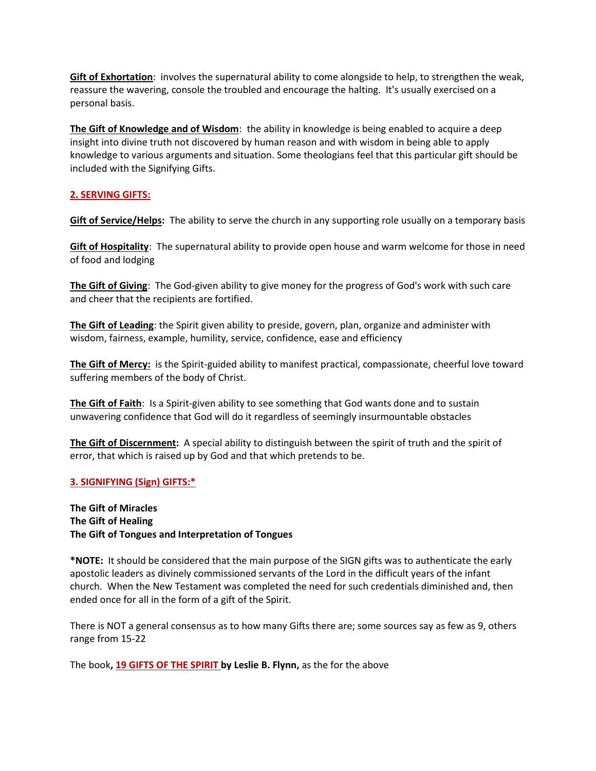**<u>Gift of Exhortation</u>**: involves the supernatural ability to come alongside to help, to strengthen the weak, reassure the wavering, console the troubled and encourage the halting. It's usually exercised on a personal basis.

**<u>The Gift of Knowledge and of Wisdom</u>**: the ability in knowledge is being enabled to acquire a deep insight into divine truth not discovered by human reason and with wisdom in being able to apply knowledge to various arguments and situation. Some theologians feel that this particular gift should be included with the Signifying Gifts.

## <u>2. SERVING GIFTS:</u>

**<u>Gift of Service/Helps</u>:** The ability to serve the church in any supporting role usually on a temporary basis

**<u>Gift of Hospitality</u>**: The supernatural ability to provide open house and warm welcome for those in need of food and lodging

**<u>The Gift of Giving</u>**: The God-given ability to give money for the progress of God's work with such care and cheer that the recipients are fortified.

**<u>The Gift of Leading</u>**: the Spirit given ability to preside, govern, plan, organize and administer with wisdom, fairness, example, humility, service, confidence, ease and efficiency

**<u>The Gift of Mercy:</u>** is the Spirit-guided ability to manifest practical, compassionate, cheerful love toward suffering members of the body of Christ.

**<u>The Gift of Faith</u>**: Is a Spirit-given ability to see something that God wants done and to sustain unwavering confidence that God will do it regardless of seemingly insurmountable obstacles

**<u>The Gift of Discernment</u>:** A special ability to distinguish between the spirit of truth and the spirit of error, that which is raised up by God and that which pretends to be.

## <u>3. SIGNIFYING (Sign) GIFTS:*</u>

**The Gift of Miracles**
**The Gift of Healing**
**The Gift of Tongues and Interpretation of Tongues**

***NOTE:** It should be considered that the main purpose of the SIGN gifts was to authenticate the early apostolic leaders as divinely commissioned servants of the Lord in the difficult years of the infant church. When the New Testament was completed the need for such credentials diminished and, then ended once for all in the form of a gift of the Spirit.

There is NOT a general consensus as to how many Gifts there are; some sources say as few as 9, others range from 15-22

The book**, <u>19 GIFTS OF THE SPIRIT</u> by Leslie B. Flynn,** as the for the above